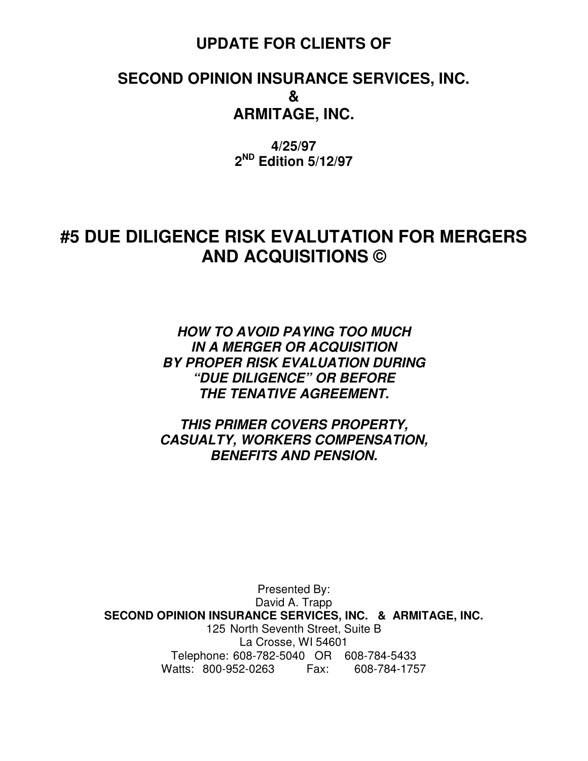**UPDATE FOR CLIENTS OF**

**SECOND OPINION INSURANCE SERVICES, INC.**
**&**
**ARMITAGE, INC.**

**4/25/97**
**2ND Edition 5/12/97**

# #5 DUE DILIGENCE RISK EVALUTATION FOR MERGERS AND ACQUISITIONS ©

***HOW TO AVOID PAYING TOO MUCH IN A MERGER OR ACQUISITION BY PROPER RISK EVALUATION DURING "DUE DILIGENCE" OR BEFORE THE TENATIVE AGREEMENT.***

***THIS PRIMER COVERS PROPERTY, CASUALTY, WORKERS COMPENSATION, BENEFITS AND PENSION.***

Presented By:
David A. Trapp
**SECOND OPINION INSURANCE SERVICES, INC. & ARMITAGE, INC.**
125 North Seventh Street, Suite B
La Crosse, WI 54601
Telephone: 608-782-5040 OR 608-784-5433
Watts: 800-952-0263 Fax: 608-784-1757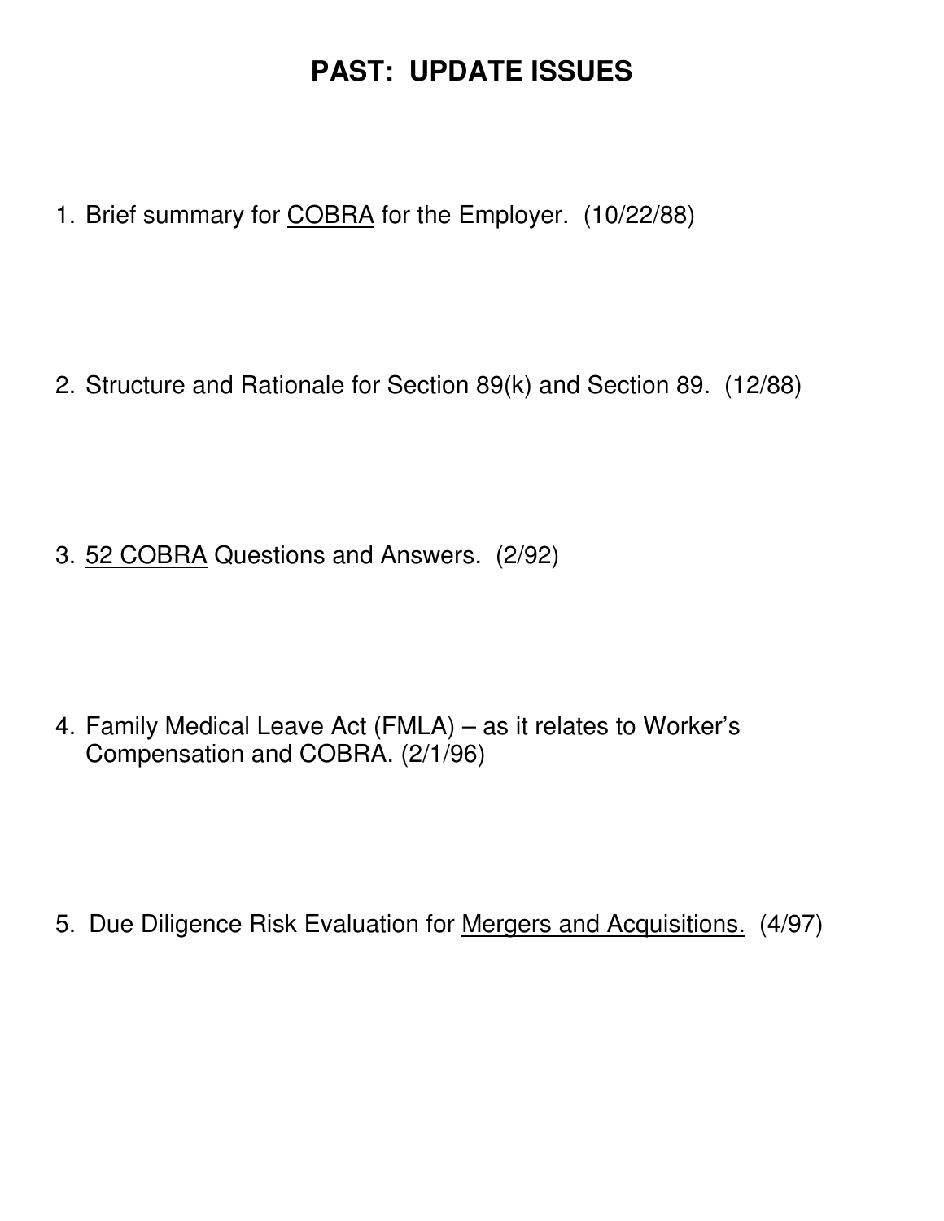# PAST: UPDATE ISSUES

1. Brief summary for <u>COBRA</u> for the Employer. (10/22/88)

2. Structure and Rationale for Section 89(k) and Section 89. (12/88)

3. <u>52 COBRA</u> Questions and Answers. (2/92)

4. Family Medical Leave Act (FMLA) – as it relates to Worker's Compensation and COBRA. (2/1/96)

5. Due Diligence Risk Evaluation for <u>Mergers and Acquisitions.</u> (4/97)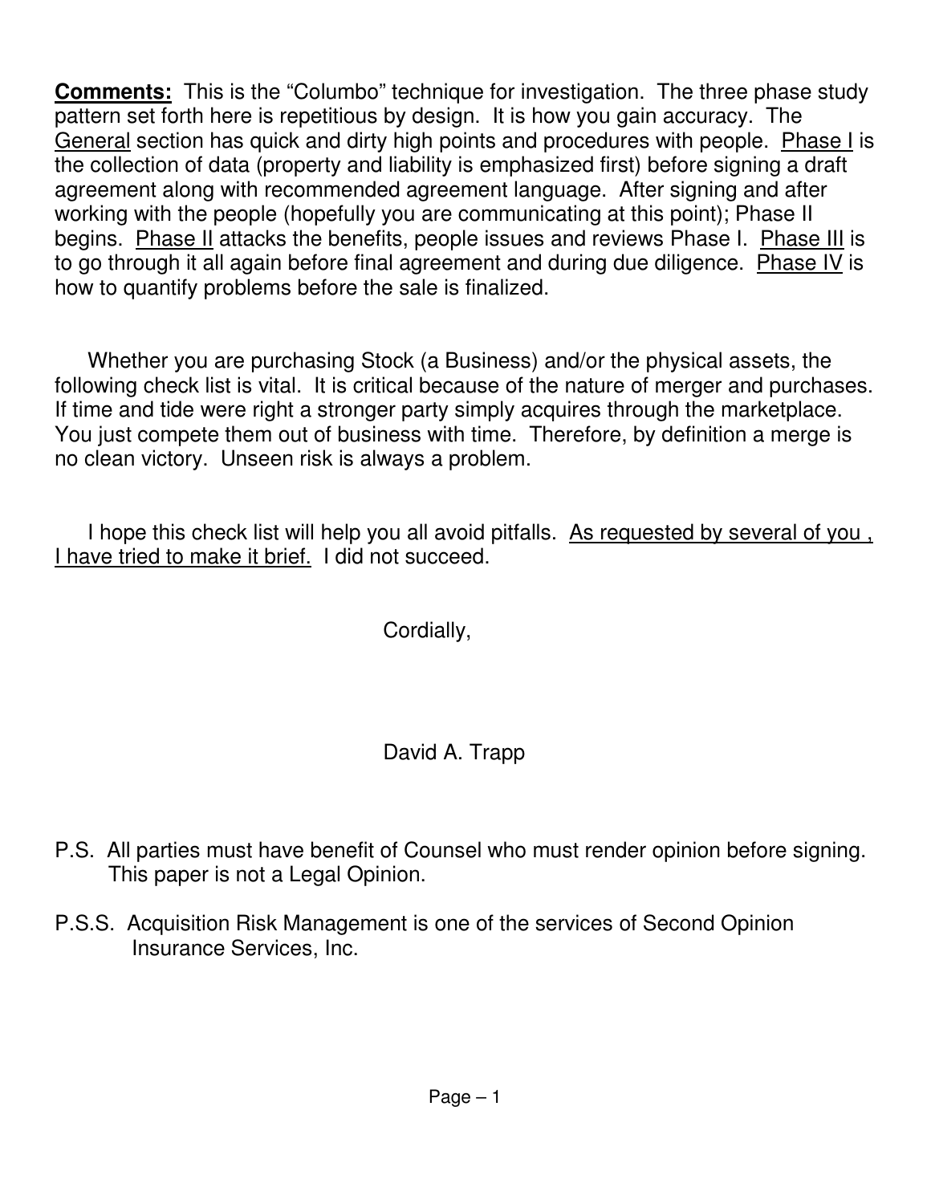**Comments:** This is the “Columbo” technique for investigation. The three phase study pattern set forth here is repetitious by design. It is how you gain accuracy. The General section has quick and dirty high points and procedures with people. Phase I is the collection of data (property and liability is emphasized first) before signing a draft agreement along with recommended agreement language. After signing and after working with the people (hopefully you are communicating at this point); Phase II begins. Phase II attacks the benefits, people issues and reviews Phase I. Phase III is to go through it all again before final agreement and during due diligence. Phase IV is how to quantify problems before the sale is finalized.

Whether you are purchasing Stock (a Business) and/or the physical assets, the following check list is vital. It is critical because of the nature of merger and purchases. If time and tide were right a stronger party simply acquires through the marketplace. You just compete them out of business with time. Therefore, by definition a merge is no clean victory. Unseen risk is always a problem.

I hope this check list will help you all avoid pitfalls. As requested by several of you , I have tried to make it brief. I did not succeed.

Cordially,

David A. Trapp

P.S. All parties must have benefit of Counsel who must render opinion before signing. This paper is not a Legal Opinion.

P.S.S. Acquisition Risk Management is one of the services of Second Opinion Insurance Services, Inc.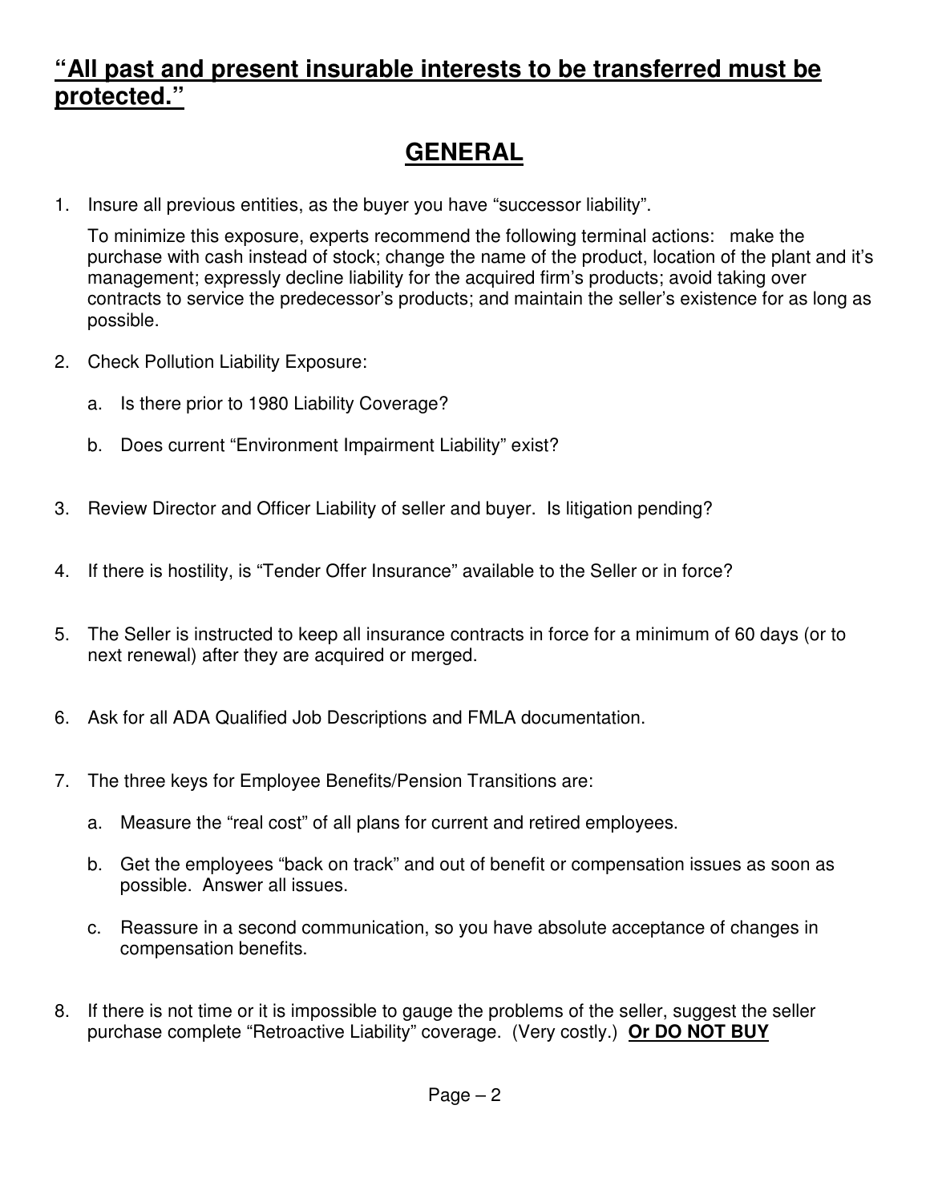## **“All past and present insurable interests to be transferred must be protected.”**

# GENERAL

1. Insure all previous entities, as the buyer you have “successor liability”.

   To minimize this exposure, experts recommend the following terminal actions: make the purchase with cash instead of stock; change the name of the product, location of the plant and it’s management; expressly decline liability for the acquired firm’s products; avoid taking over contracts to service the predecessor’s products; and maintain the seller’s existence for as long as possible.

2. Check Pollution Liability Exposure:

   a. Is there prior to 1980 Liability Coverage?

   b. Does current “Environment Impairment Liability” exist?

3. Review Director and Officer Liability of seller and buyer. Is litigation pending?

4. If there is hostility, is “Tender Offer Insurance” available to the Seller or in force?

5. The Seller is instructed to keep all insurance contracts in force for a minimum of 60 days (or to next renewal) after they are acquired or merged.

6. Ask for all ADA Qualified Job Descriptions and FMLA documentation.

7. The three keys for Employee Benefits/Pension Transitions are:

   a. Measure the “real cost” of all plans for current and retired employees.

   b. Get the employees “back on track” and out of benefit or compensation issues as soon as possible. Answer all issues.

   c. Reassure in a second communication, so you have absolute acceptance of changes in compensation benefits.

8. If there is not time or it is impossible to gauge the problems of the seller, suggest the seller purchase complete “Retroactive Liability” coverage. (Very costly.) **Or DO NOT BUY**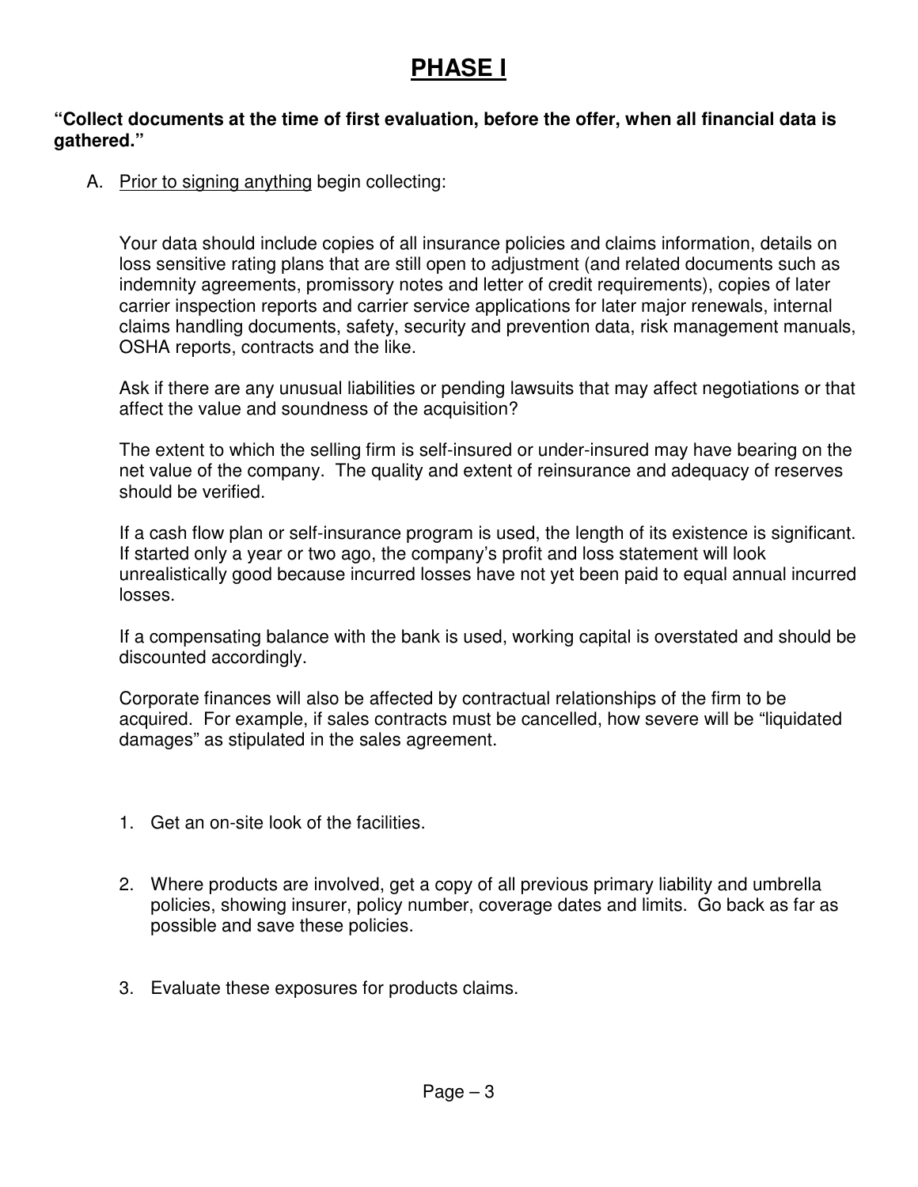# PHASE I

**"Collect documents at the time of first evaluation, before the offer, when all financial data is gathered."**

A. <u>Prior to signing anything</u> begin collecting:

Your data should include copies of all insurance policies and claims information, details on loss sensitive rating plans that are still open to adjustment (and related documents such as indemnity agreements, promissory notes and letter of credit requirements), copies of later carrier inspection reports and carrier service applications for later major renewals, internal claims handling documents, safety, security and prevention data, risk management manuals, OSHA reports, contracts and the like.

Ask if there are any unusual liabilities or pending lawsuits that may affect negotiations or that affect the value and soundness of the acquisition?

The extent to which the selling firm is self-insured or under-insured may have bearing on the net value of the company. The quality and extent of reinsurance and adequacy of reserves should be verified.

If a cash flow plan or self-insurance program is used, the length of its existence is significant. If started only a year or two ago, the company's profit and loss statement will look unrealistically good because incurred losses have not yet been paid to equal annual incurred losses.

If a compensating balance with the bank is used, working capital is overstated and should be discounted accordingly.

Corporate finances will also be affected by contractual relationships of the firm to be acquired. For example, if sales contracts must be cancelled, how severe will be "liquidated damages" as stipulated in the sales agreement.

1. Get an on-site look of the facilities.

2. Where products are involved, get a copy of all previous primary liability and umbrella policies, showing insurer, policy number, coverage dates and limits. Go back as far as possible and save these policies.

3. Evaluate these exposures for products claims.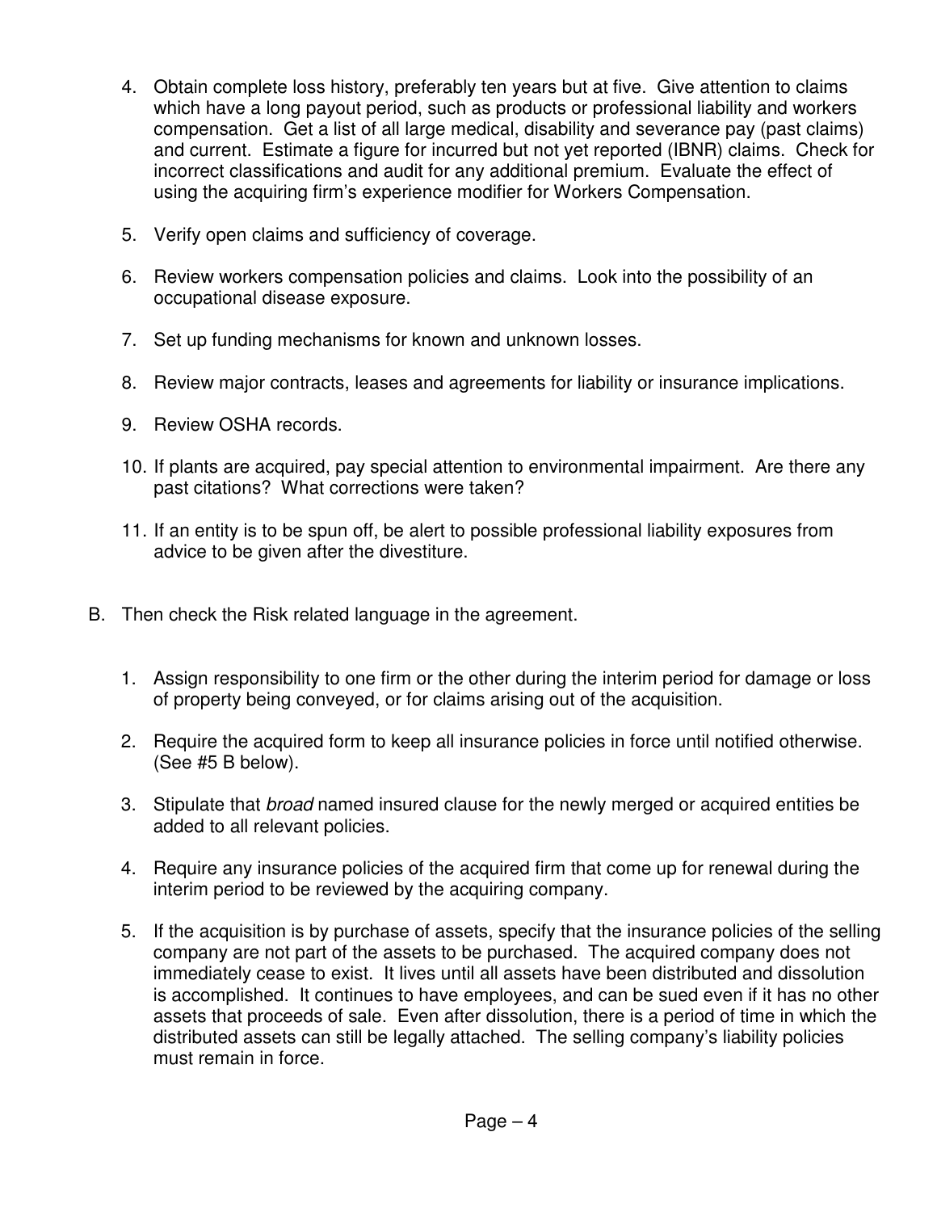4. Obtain complete loss history, preferably ten years but at five. Give attention to claims which have a long payout period, such as products or professional liability and workers compensation. Get a list of all large medical, disability and severance pay (past claims) and current. Estimate a figure for incurred but not yet reported (IBNR) claims. Check for incorrect classifications and audit for any additional premium. Evaluate the effect of using the acquiring firm's experience modifier for Workers Compensation.

5. Verify open claims and sufficiency of coverage.

6. Review workers compensation policies and claims. Look into the possibility of an occupational disease exposure.

7. Set up funding mechanisms for known and unknown losses.

8. Review major contracts, leases and agreements for liability or insurance implications.

9. Review OSHA records.

10. If plants are acquired, pay special attention to environmental impairment. Are there any past citations? What corrections were taken?

11. If an entity is to be spun off, be alert to possible professional liability exposures from advice to be given after the divestiture.

B. Then check the Risk related language in the agreement.

   1. Assign responsibility to one firm or the other during the interim period for damage or loss of property being conveyed, or for claims arising out of the acquisition.

   2. Require the acquired form to keep all insurance policies in force until notified otherwise. (See #5 B below).

   3. Stipulate that *broad* named insured clause for the newly merged or acquired entities be added to all relevant policies.

   4. Require any insurance policies of the acquired firm that come up for renewal during the interim period to be reviewed by the acquiring company.

   5. If the acquisition is by purchase of assets, specify that the insurance policies of the selling company are not part of the assets to be purchased. The acquired company does not immediately cease to exist. It lives until all assets have been distributed and dissolution is accomplished. It continues to have employees, and can be sued even if it has no other assets that proceeds of sale. Even after dissolution, there is a period of time in which the distributed assets can still be legally attached. The selling company's liability policies must remain in force.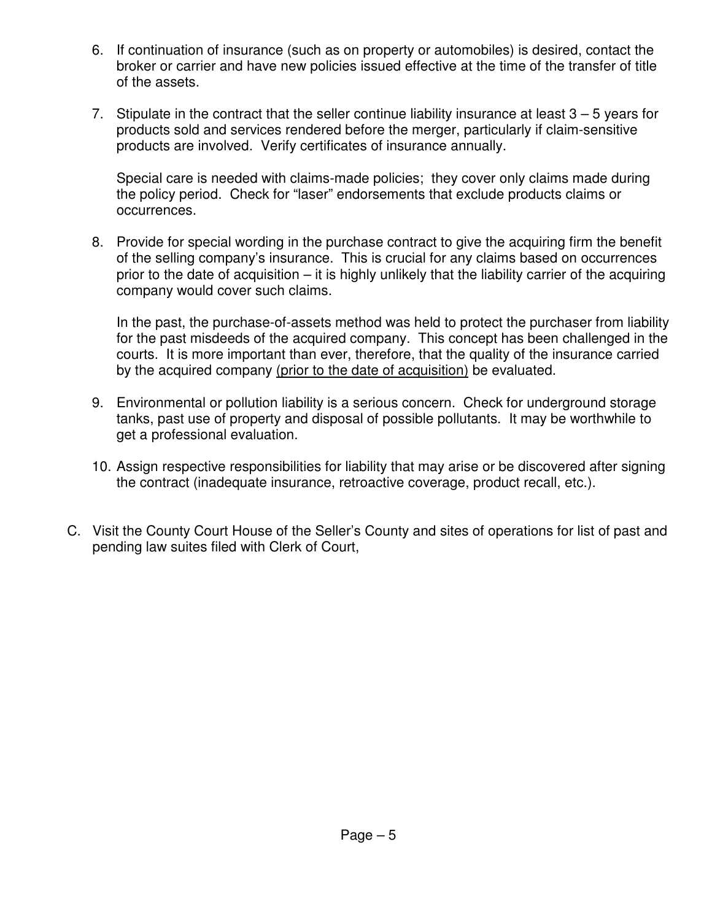6. If continuation of insurance (such as on property or automobiles) is desired, contact the broker or carrier and have new policies issued effective at the time of the transfer of title of the assets.

7. Stipulate in the contract that the seller continue liability insurance at least 3 – 5 years for products sold and services rendered before the merger, particularly if claim-sensitive products are involved. Verify certificates of insurance annually.

   Special care is needed with claims-made policies; they cover only claims made during the policy period. Check for "laser" endorsements that exclude products claims or occurrences.

8. Provide for special wording in the purchase contract to give the acquiring firm the benefit of the selling company's insurance. This is crucial for any claims based on occurrences prior to the date of acquisition – it is highly unlikely that the liability carrier of the acquiring company would cover such claims.

   In the past, the purchase-of-assets method was held to protect the purchaser from liability for the past misdeeds of the acquired company. This concept has been challenged in the courts. It is more important than ever, therefore, that the quality of the insurance carried by the acquired company <u>(prior to the date of acquisition)</u> be evaluated.

9. Environmental or pollution liability is a serious concern. Check for underground storage tanks, past use of property and disposal of possible pollutants. It may be worthwhile to get a professional evaluation.

10. Assign respective responsibilities for liability that may arise or be discovered after signing the contract (inadequate insurance, retroactive coverage, product recall, etc.).

C. Visit the County Court House of the Seller's County and sites of operations for list of past and pending law suites filed with Clerk of Court,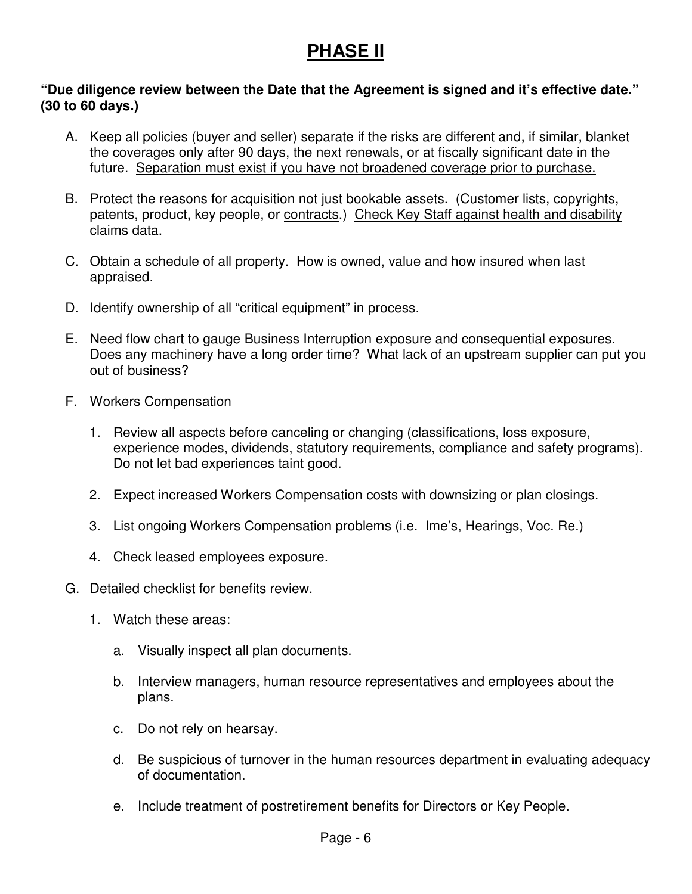# PHASE II

**"Due diligence review between the Date that the Agreement is signed and it's effective date." (30 to 60 days.)**

A. Keep all policies (buyer and seller) separate if the risks are different and, if similar, blanket the coverages only after 90 days, the next renewals, or at fiscally significant date in the future. <u>Separation must exist if you have not broadened coverage prior to purchase.</u>

B. Protect the reasons for acquisition not just bookable assets. (Customer lists, copyrights, patents, product, key people, or <u>contracts</u>.) <u>Check Key Staff against health and disability claims data.</u>

C. Obtain a schedule of all property. How is owned, value and how insured when last appraised.

D. Identify ownership of all "critical equipment" in process.

E. Need flow chart to gauge Business Interruption exposure and consequential exposures. Does any machinery have a long order time? What lack of an upstream supplier can put you out of business?

F. <u>Workers Compensation</u>

   1. Review all aspects before canceling or changing (classifications, loss exposure, experience modes, dividends, statutory requirements, compliance and safety programs). Do not let bad experiences taint good.

   2. Expect increased Workers Compensation costs with downsizing or plan closings.

   3. List ongoing Workers Compensation problems (i.e. Ime's, Hearings, Voc. Re.)

   4. Check leased employees exposure.

G. <u>Detailed checklist for benefits review.</u>

   1. Watch these areas:

      a. Visually inspect all plan documents.

      b. Interview managers, human resource representatives and employees about the plans.

      c. Do not rely on hearsay.

      d. Be suspicious of turnover in the human resources department in evaluating adequacy of documentation.

      e. Include treatment of postretirement benefits for Directors or Key People.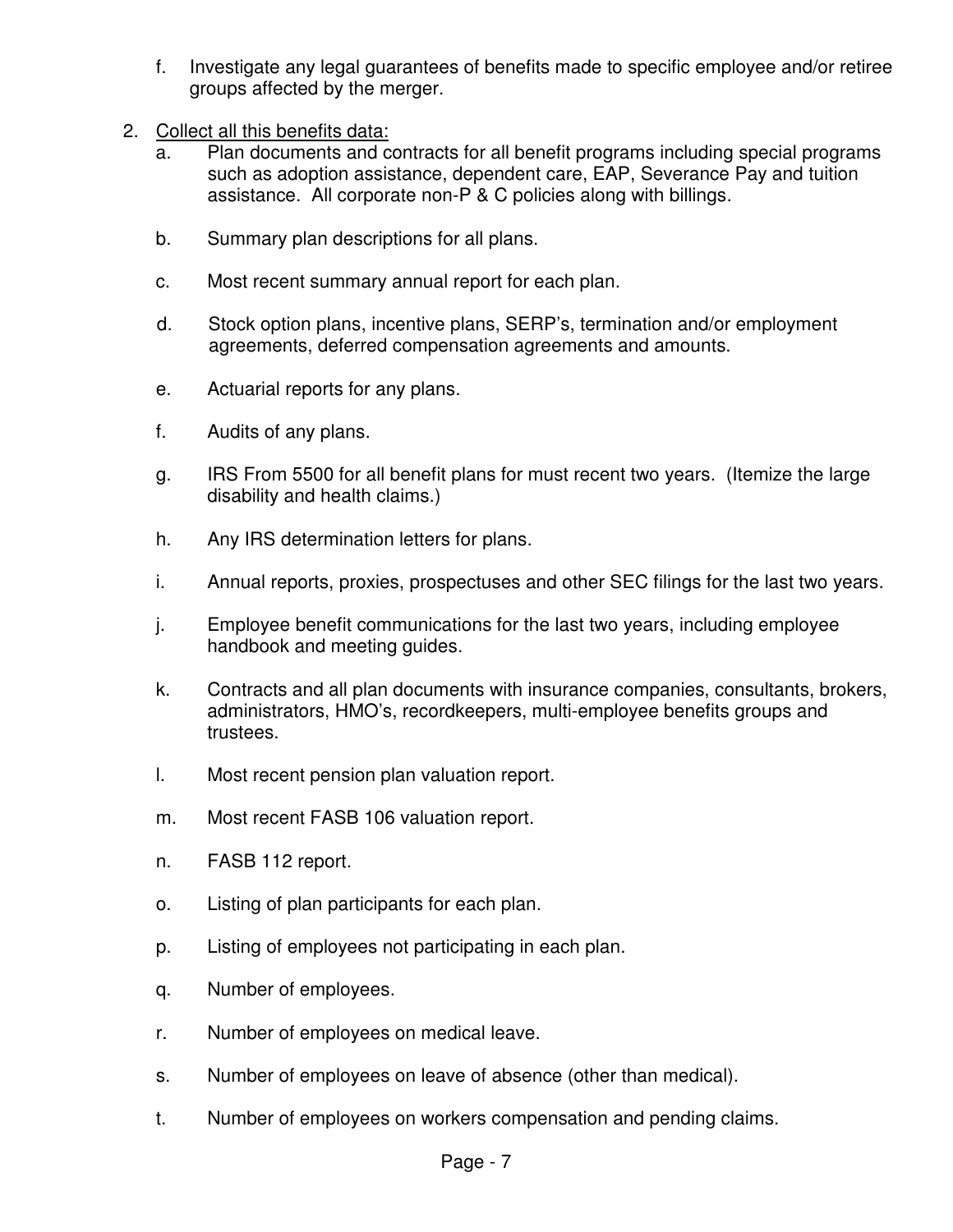f. Investigate any legal guarantees of benefits made to specific employee and/or retiree groups affected by the merger.

2. <u>Collect all this benefits data:</u>
   a. Plan documents and contracts for all benefit programs including special programs such as adoption assistance, dependent care, EAP, Severance Pay and tuition assistance. All corporate non-P & C policies along with billings.

   b. Summary plan descriptions for all plans.

   c. Most recent summary annual report for each plan.

   d. Stock option plans, incentive plans, SERP's, termination and/or employment agreements, deferred compensation agreements and amounts.

   e. Actuarial reports for any plans.

   f. Audits of any plans.

   g. IRS From 5500 for all benefit plans for must recent two years. (Itemize the large disability and health claims.)

   h. Any IRS determination letters for plans.

   i. Annual reports, proxies, prospectuses and other SEC filings for the last two years.

   j. Employee benefit communications for the last two years, including employee handbook and meeting guides.

   k. Contracts and all plan documents with insurance companies, consultants, brokers, administrators, HMO's, recordkeepers, multi-employee benefits groups and trustees.

   l. Most recent pension plan valuation report.

   m. Most recent FASB 106 valuation report.

   n. FASB 112 report.

   o. Listing of plan participants for each plan.

   p. Listing of employees not participating in each plan.

   q. Number of employees.

   r. Number of employees on medical leave.

   s. Number of employees on leave of absence (other than medical).

   t. Number of employees on workers compensation and pending claims.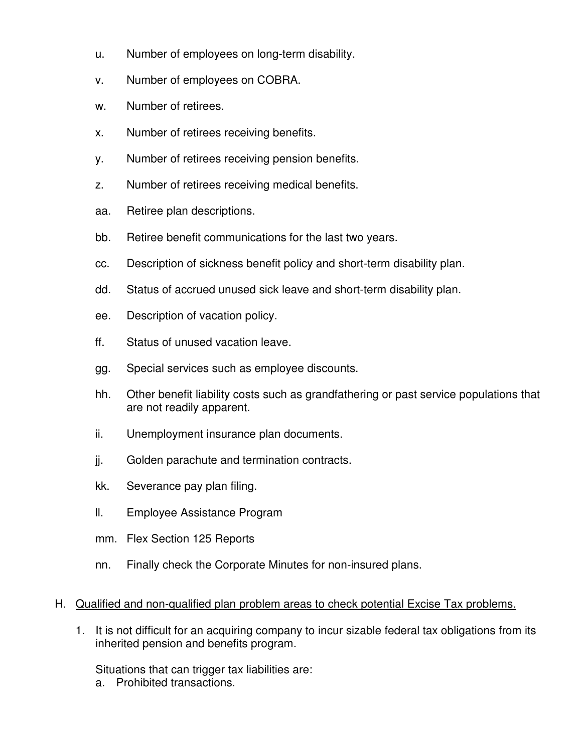u. Number of employees on long-term disability.

v. Number of employees on COBRA.

w. Number of retirees.

x. Number of retirees receiving benefits.

y. Number of retirees receiving pension benefits.

z. Number of retirees receiving medical benefits.

aa. Retiree plan descriptions.

bb. Retiree benefit communications for the last two years.

cc. Description of sickness benefit policy and short-term disability plan.

dd. Status of accrued unused sick leave and short-term disability plan.

ee. Description of vacation policy.

ff. Status of unused vacation leave.

gg. Special services such as employee discounts.

hh. Other benefit liability costs such as grandfathering or past service populations that are not readily apparent.

ii. Unemployment insurance plan documents.

jj. Golden parachute and termination contracts.

kk. Severance pay plan filing.

ll. Employee Assistance Program

mm. Flex Section 125 Reports

nn. Finally check the Corporate Minutes for non-insured plans.

H. <u>Qualified and non-qualified plan problem areas to check potential Excise Tax problems.</u>

1. It is not difficult for an acquiring company to incur sizable federal tax obligations from its inherited pension and benefits program.

   Situations that can trigger tax liabilities are:

   a. Prohibited transactions.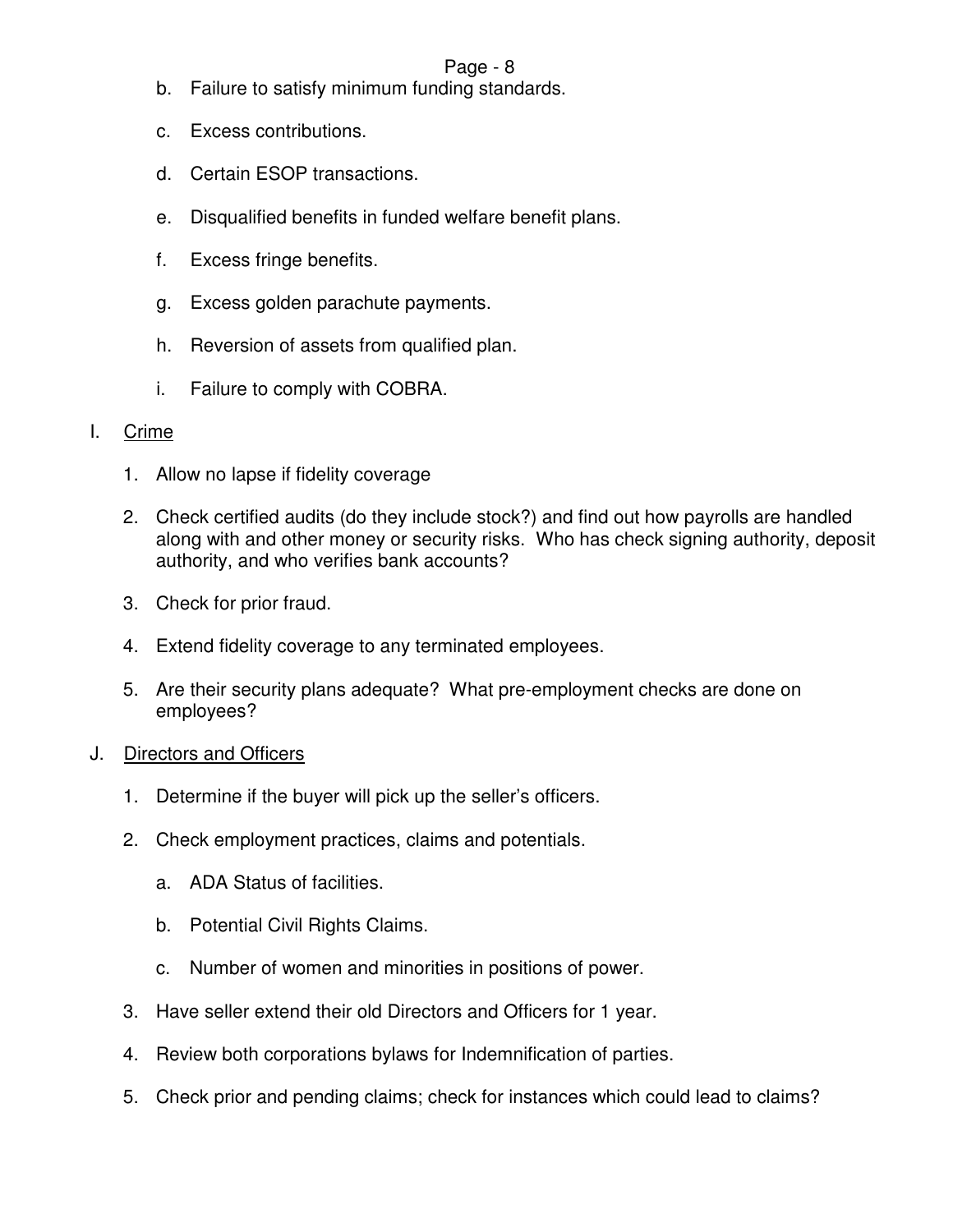b. Failure to satisfy minimum funding standards.

c. Excess contributions.

d. Certain ESOP transactions.

e. Disqualified benefits in funded welfare benefit plans.

f. Excess fringe benefits.

g. Excess golden parachute payments.

h. Reversion of assets from qualified plan.

i. Failure to comply with COBRA.

I. <u>Crime</u>

1. Allow no lapse if fidelity coverage

2. Check certified audits (do they include stock?) and find out how payrolls are handled along with and other money or security risks. Who has check signing authority, deposit authority, and who verifies bank accounts?

3. Check for prior fraud.

4. Extend fidelity coverage to any terminated employees.

5. Are their security plans adequate? What pre-employment checks are done on employees?

J. <u>Directors and Officers</u>

1. Determine if the buyer will pick up the seller's officers.

2. Check employment practices, claims and potentials.

   a. ADA Status of facilities.

   b. Potential Civil Rights Claims.

   c. Number of women and minorities in positions of power.

3. Have seller extend their old Directors and Officers for 1 year.

4. Review both corporations bylaws for Indemnification of parties.

5. Check prior and pending claims; check for instances which could lead to claims?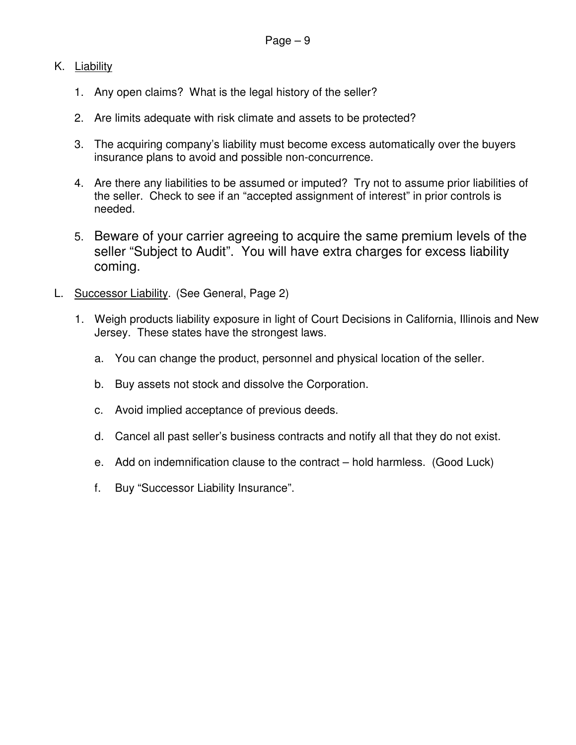K. <u>Liability</u>

1. Any open claims? What is the legal history of the seller?

2. Are limits adequate with risk climate and assets to be protected?

3. The acquiring company's liability must become excess automatically over the buyers insurance plans to avoid and possible non-concurrence.

4. Are there any liabilities to be assumed or imputed? Try not to assume prior liabilities of the seller. Check to see if an "accepted assignment of interest" in prior controls is needed.

5. Beware of your carrier agreeing to acquire the same premium levels of the seller "Subject to Audit". You will have extra charges for excess liability coming.

L. <u>Successor Liability</u>. (See General, Page 2)

1. Weigh products liability exposure in light of Court Decisions in California, Illinois and New Jersey. These states have the strongest laws.

    a. You can change the product, personnel and physical location of the seller.

    b. Buy assets not stock and dissolve the Corporation.

    c. Avoid implied acceptance of previous deeds.

    d. Cancel all past seller's business contracts and notify all that they do not exist.

    e. Add on indemnification clause to the contract – hold harmless. (Good Luck)

    f. Buy "Successor Liability Insurance".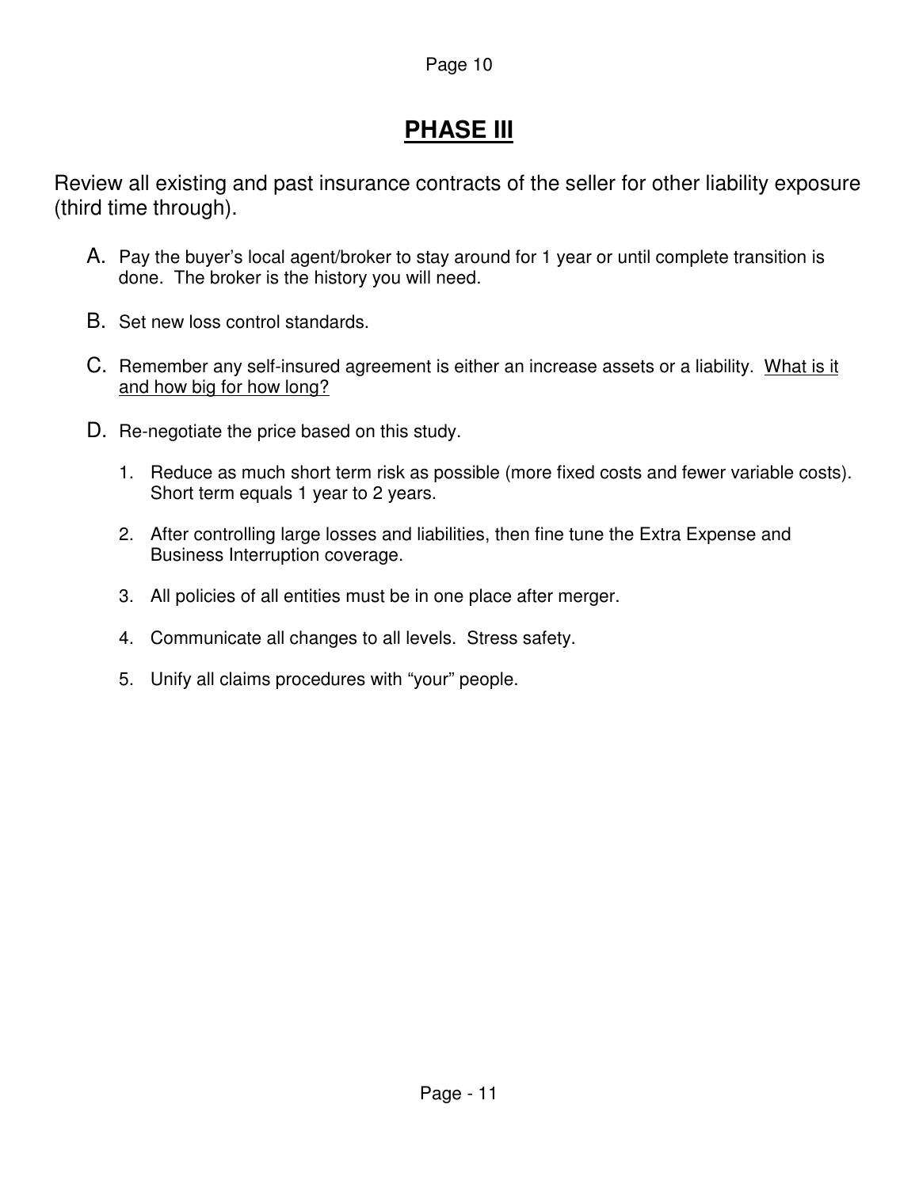# **PHASE III**

Review all existing and past insurance contracts of the seller for other liability exposure (third time through).

A. Pay the buyer's local agent/broker to stay around for 1 year or until complete transition is done. The broker is the history you will need.

B. Set new loss control standards.

C. Remember any self-insured agreement is either an increase assets or a liability. <u>What is it and how big for how long?</u>

D. Re-negotiate the price based on this study.

1. Reduce as much short term risk as possible (more fixed costs and fewer variable costs). Short term equals 1 year to 2 years.
2. After controlling large losses and liabilities, then fine tune the Extra Expense and Business Interruption coverage.
3. All policies of all entities must be in one place after merger.
4. Communicate all changes to all levels. Stress safety.
5. Unify all claims procedures with "your" people.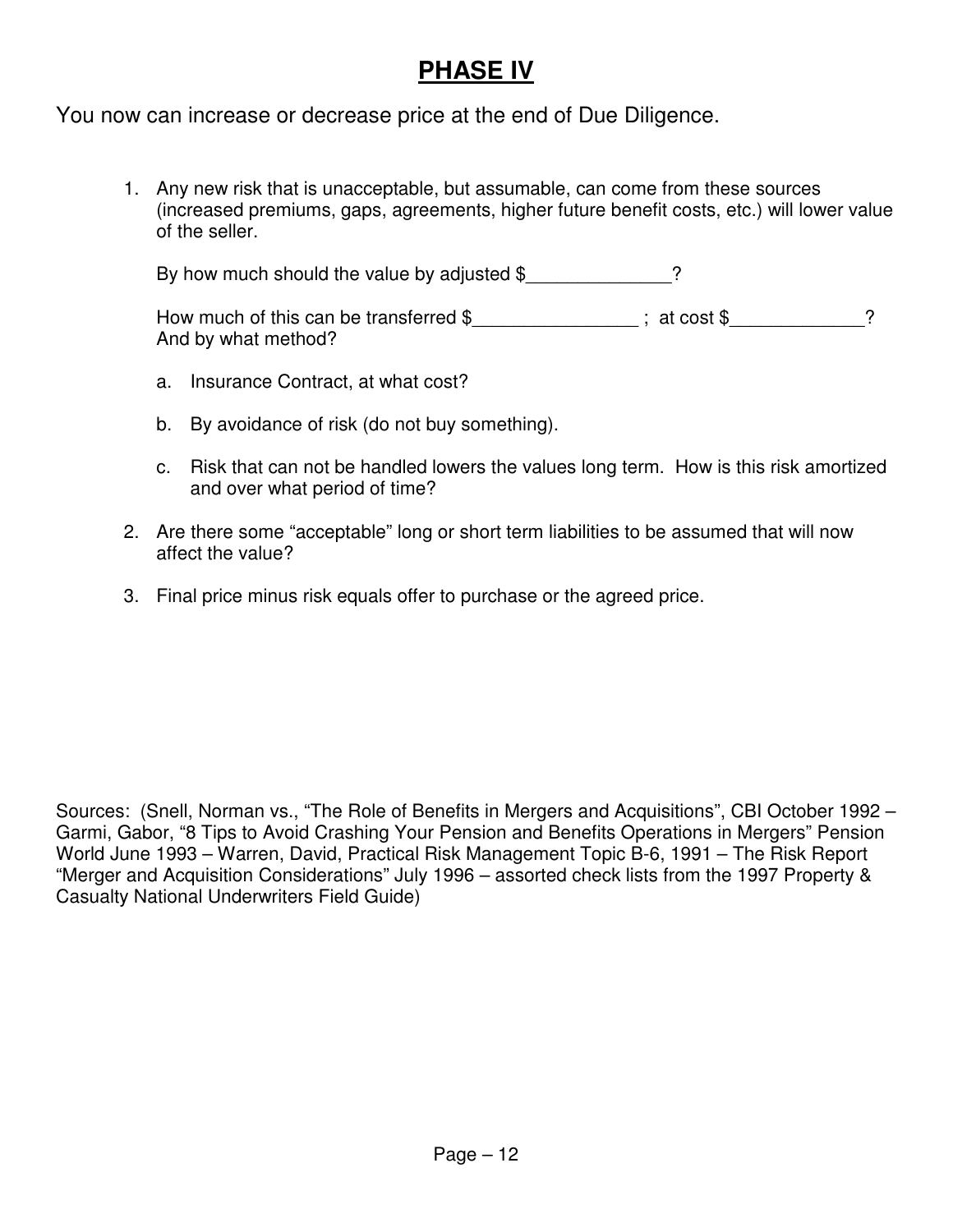# PHASE IV

You now can increase or decrease price at the end of Due Diligence.

1. Any new risk that is unacceptable, but assumable, can come from these sources (increased premiums, gaps, agreements, higher future benefit costs, etc.) will lower value of the seller.

   By how much should the value by adjusted $______________?

   How much of this can be transferred $________________ ; at cost $_____________? And by what method?

   a. Insurance Contract, at what cost?

   b. By avoidance of risk (do not buy something).

   c. Risk that can not be handled lowers the values long term. How is this risk amortized and over what period of time?

2. Are there some "acceptable" long or short term liabilities to be assumed that will now affect the value?

3. Final price minus risk equals offer to purchase or the agreed price.

Sources: (Snell, Norman vs., "The Role of Benefits in Mergers and Acquisitions", CBI October 1992 – Garmi, Gabor, "8 Tips to Avoid Crashing Your Pension and Benefits Operations in Mergers" Pension World June 1993 – Warren, David, Practical Risk Management Topic B-6, 1991 – The Risk Report "Merger and Acquisition Considerations" July 1996 – assorted check lists from the 1997 Property & Casualty National Underwriters Field Guide)